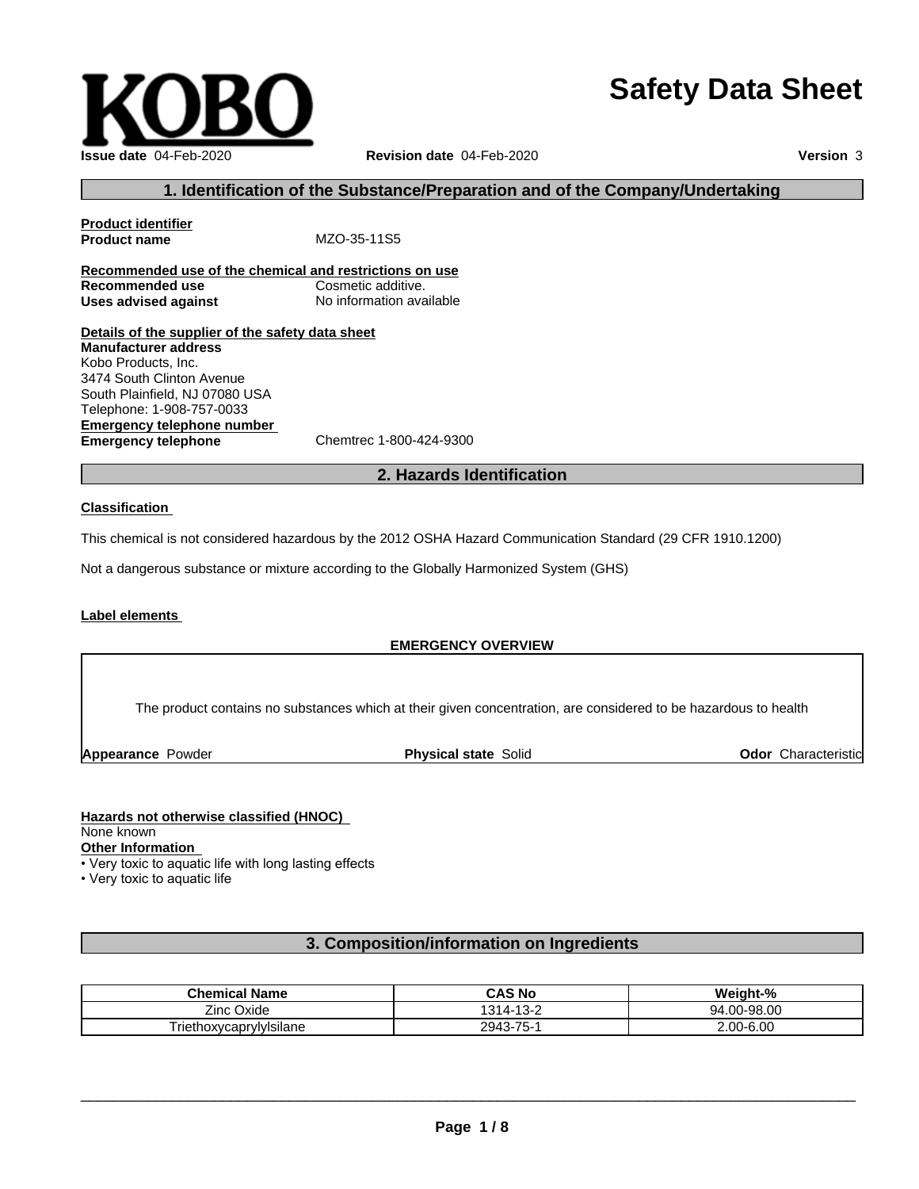KOBO

# Safety Data Sheet

**Issue date** 04-Feb-2020 **Revision date** 04-Feb-2020 **Version** 3

## 1. Identification of the Substance/Preparation and of the Company/Undertaking

**Product identifier**
**Product name** MZO-35-11S5

**Recommended use of the chemical and restrictions on use**
**Recommended use** Cosmetic additive.
**Uses advised against** No information available

**Details of the supplier of the safety data sheet**
**Manufacturer address**
Kobo Products, Inc.
3474 South Clinton Avenue
South Plainfield, NJ 07080 USA
Telephone: 1-908-757-0033
**Emergency telephone number**
**Emergency telephone** Chemtrec 1-800-424-9300

## 2. Hazards Identification

**Classification**

This chemical is not considered hazardous by the 2012 OSHA Hazard Communication Standard (29 CFR 1910.1200)

Not a dangerous substance or mixture according to the Globally Harmonized System (GHS)

**Label elements**

**EMERGENCY OVERVIEW**

The product contains no substances which at their given concentration, are considered to be hazardous to health

**Appearance** Powder **Physical state** Solid **Odor** Characteristic

**Hazards not otherwise classified (HNOC)**
None known
**Other Information**
- Very toxic to aquatic life with long lasting effects
- Very toxic to aquatic life

## 3. Composition/information on Ingredients

| Chemical Name | CAS No | Weight-% |
|---|---|---|
| Zinc Oxide | 1314-13-2 | 94.00-98.00 |
| Triethoxycaprylylsilane | 2943-75-1 | 2.00-6.00 |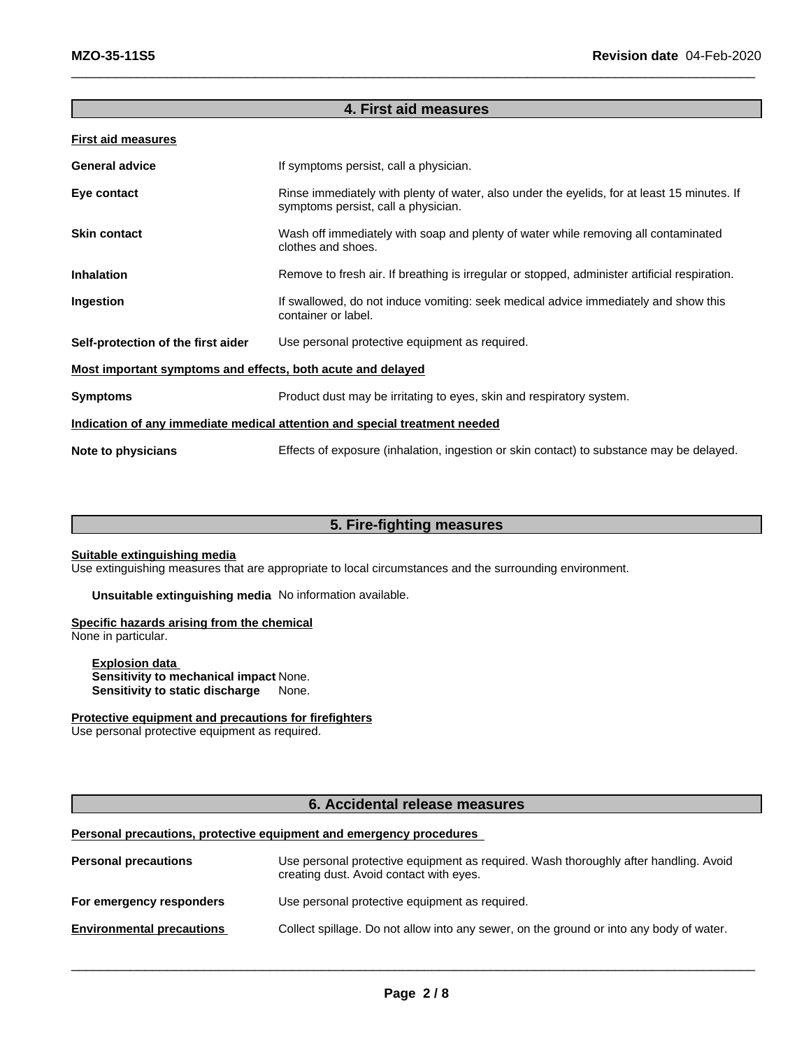## 4. First aid measures

**First aid measures**

| | |
|---|---|
| **General advice** | If symptoms persist, call a physician. |
| **Eye contact** | Rinse immediately with plenty of water, also under the eyelids, for at least 15 minutes. If symptoms persist, call a physician. |
| **Skin contact** | Wash off immediately with soap and plenty of water while removing all contaminated clothes and shoes. |
| **Inhalation** | Remove to fresh air. If breathing is irregular or stopped, administer artificial respiration. |
| **Ingestion** | If swallowed, do not induce vomiting: seek medical advice immediately and show this container or label. |
| **Self-protection of the first aider** | Use personal protective equipment as required. |

**Most important symptoms and effects, both acute and delayed**

| | |
|---|---|
| **Symptoms** | Product dust may be irritating to eyes, skin and respiratory system. |

**Indication of any immediate medical attention and special treatment needed**

| | |
|---|---|
| **Note to physicians** | Effects of exposure (inhalation, ingestion or skin contact) to substance may be delayed. |

## 5. Fire-fighting measures

**Suitable extinguishing media**
Use extinguishing measures that are appropriate to local circumstances and the surrounding environment.

**Unsuitable extinguishing media** No information available.

**Specific hazards arising from the chemical**
None in particular.

**Explosion data**
**Sensitivity to mechanical impact** None.
**Sensitivity to static discharge** None.

**Protective equipment and precautions for firefighters**
Use personal protective equipment as required.

## 6. Accidental release measures

**Personal precautions, protective equipment and emergency procedures**

| | |
|---|---|
| **Personal precautions** | Use personal protective equipment as required. Wash thoroughly after handling. Avoid creating dust. Avoid contact with eyes. |
| **For emergency responders** | Use personal protective equipment as required. |
| **Environmental precautions** | Collect spillage. Do not allow into any sewer, on the ground or into any body of water. |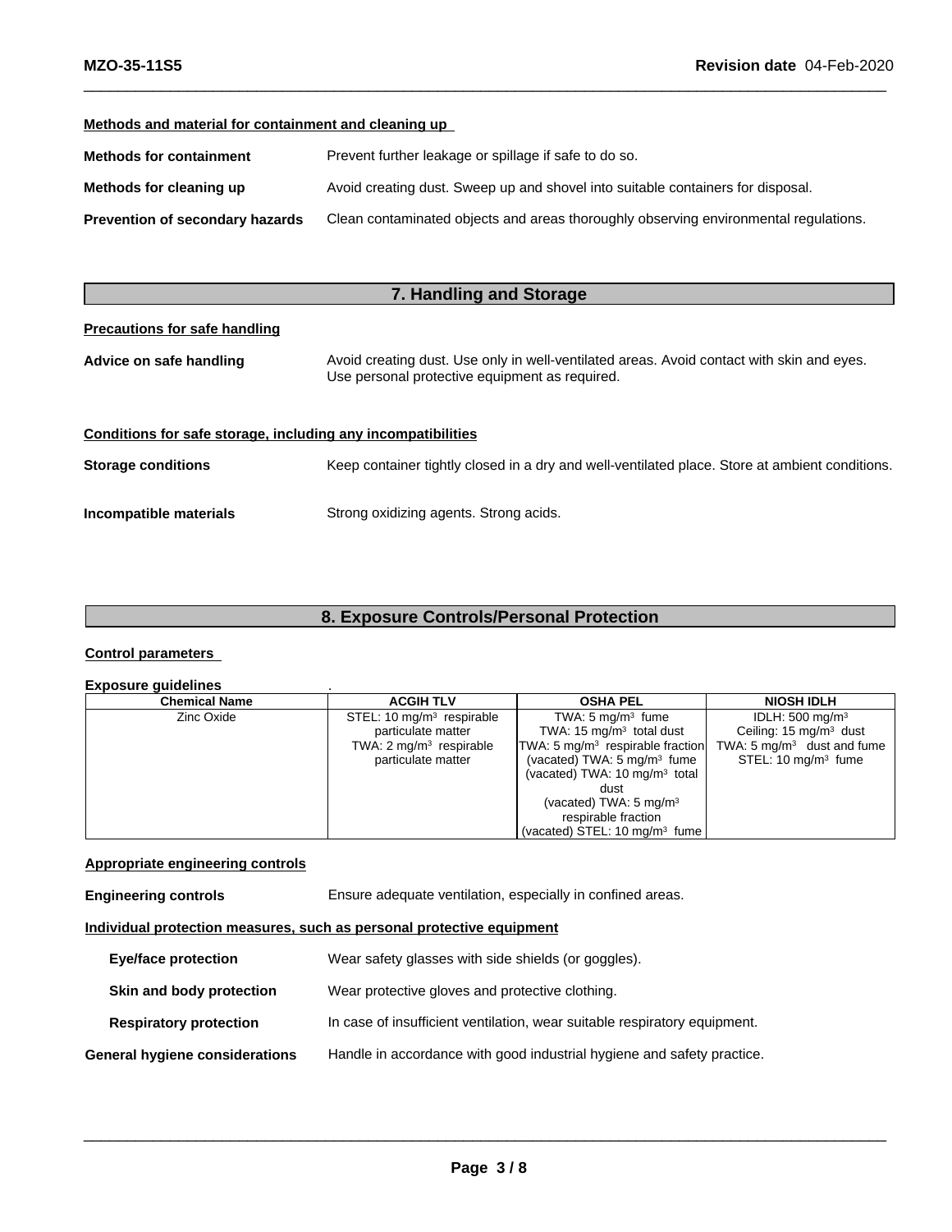**Methods and material for containment and cleaning up**

| | |
|---|---|
| **Methods for containment** | Prevent further leakage or spillage if safe to do so. |
| **Methods for cleaning up** | Avoid creating dust. Sweep up and shovel into suitable containers for disposal. |
| **Prevention of secondary hazards** | Clean contaminated objects and areas thoroughly observing environmental regulations. |

## 7. Handling and Storage

**Precautions for safe handling**

**Advice on safe handling** Avoid creating dust. Use only in well-ventilated areas. Avoid contact with skin and eyes. Use personal protective equipment as required.

**Conditions for safe storage, including any incompatibilities**

**Storage conditions** Keep container tightly closed in a dry and well-ventilated place. Store at ambient conditions.

**Incompatible materials** Strong oxidizing agents. Strong acids.

## 8. Exposure Controls/Personal Protection

**Control parameters**

**Exposure guidelines** .

| Chemical Name | ACGIH TLV | OSHA PEL | NIOSH IDLH |
|---|---|---|---|
| Zinc Oxide | STEL: 10 mg/m$^3$ respirable particulate matter<br>TWA: 2 mg/m$^3$ respirable particulate matter | TWA: 5 mg/m$^3$ fume<br>TWA: 15 mg/m$^3$ total dust<br>TWA: 5 mg/m$^3$ respirable fraction<br>(vacated) TWA: 5 mg/m$^3$ fume<br>(vacated) TWA: 10 mg/m$^3$ total dust<br>(vacated) TWA: 5 mg/m$^3$ respirable fraction<br>(vacated) STEL: 10 mg/m$^3$ fume | IDLH: 500 mg/m$^3$<br>Ceiling: 15 mg/m$^3$ dust<br>TWA: 5 mg/m$^3$ dust and fume<br>STEL: 10 mg/m$^3$ fume |

**Appropriate engineering controls**

**Engineering controls** Ensure adequate ventilation, especially in confined areas.

**Individual protection measures, such as personal protective equipment**

**Eye/face protection** Wear safety glasses with side shields (or goggles).

**Skin and body protection** Wear protective gloves and protective clothing.

**Respiratory protection** In case of insufficient ventilation, wear suitable respiratory equipment.

**General hygiene considerations** Handle in accordance with good industrial hygiene and safety practice.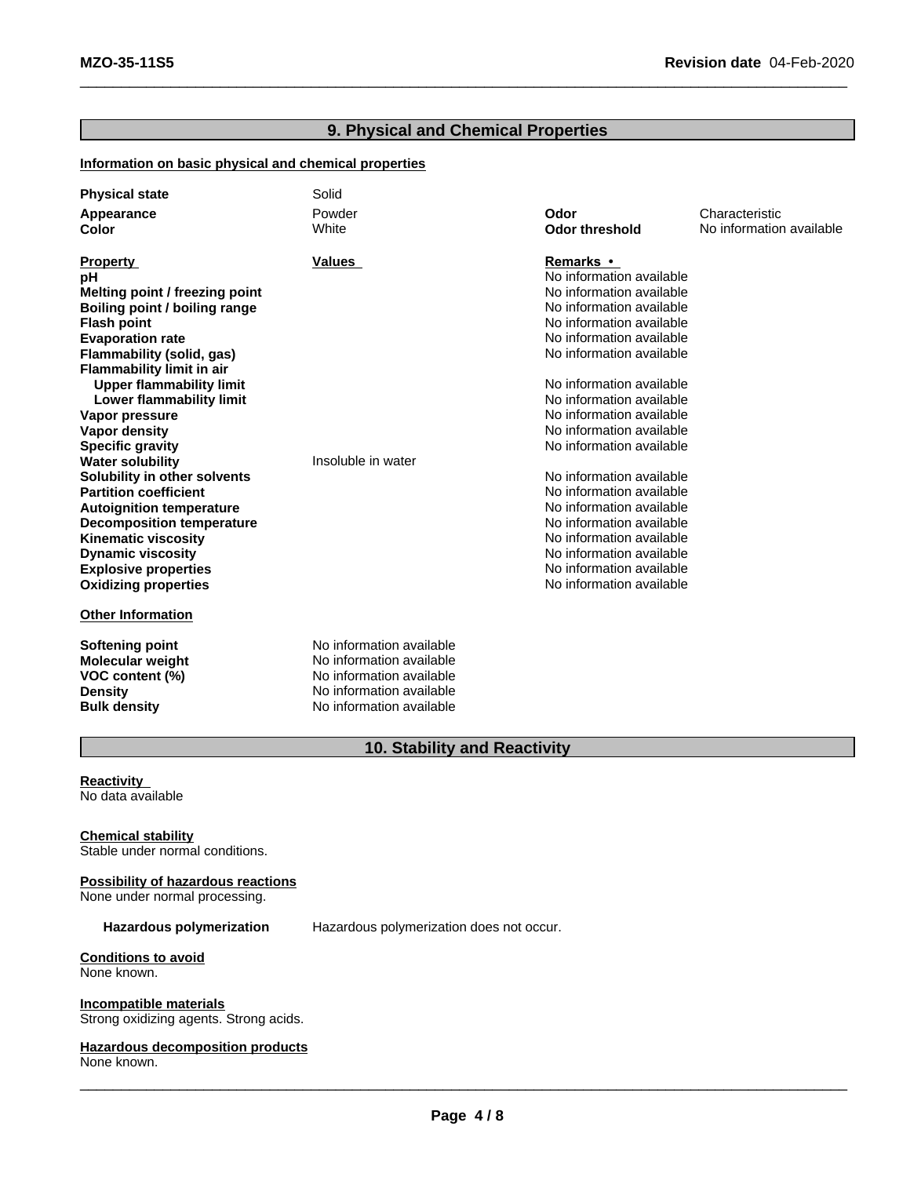## 9. Physical and Chemical Properties

**Information on basic physical and chemical properties**

| | | | |
|---|---|---|---|
| **Physical state** | Solid | | |
| **Appearance** | Powder | **Odor** | Characteristic |
| **Color** | White | **Odor threshold** | No information available |

| Property | Values | Remarks • |
|---|---|---|
| **pH** | | No information available |
| **Melting point / freezing point** | | No information available |
| **Boiling point / boiling range** | | No information available |
| **Flash point** | | No information available |
| **Evaporation rate** | | No information available |
| **Flammability (solid, gas)** | | No information available |
| **Flammability limit in air** | | |
| **Upper flammability limit** | | No information available |
| **Lower flammability limit** | | No information available |
| **Vapor pressure** | | No information available |
| **Vapor density** | | No information available |
| **Specific gravity** | | No information available |
| **Water solubility** | Insoluble in water | |
| **Solubility in other solvents** | | No information available |
| **Partition coefficient** | | No information available |
| **Autoignition temperature** | | No information available |
| **Decomposition temperature** | | No information available |
| **Kinematic viscosity** | | No information available |
| **Dynamic viscosity** | | No information available |
| **Explosive properties** | | No information available |
| **Oxidizing properties** | | No information available |

**Other Information**

| | |
|---|---|
| **Softening point** | No information available |
| **Molecular weight** | No information available |
| **VOC content (%)** | No information available |
| **Density** | No information available |
| **Bulk density** | No information available |

## 10. Stability and Reactivity

**Reactivity**
No data available

**Chemical stability**
Stable under normal conditions.

**Possibility of hazardous reactions**
None under normal processing.

**Hazardous polymerization** Hazardous polymerization does not occur.

**Conditions to avoid**
None known.

**Incompatible materials**
Strong oxidizing agents. Strong acids.

**Hazardous decomposition products**
None known.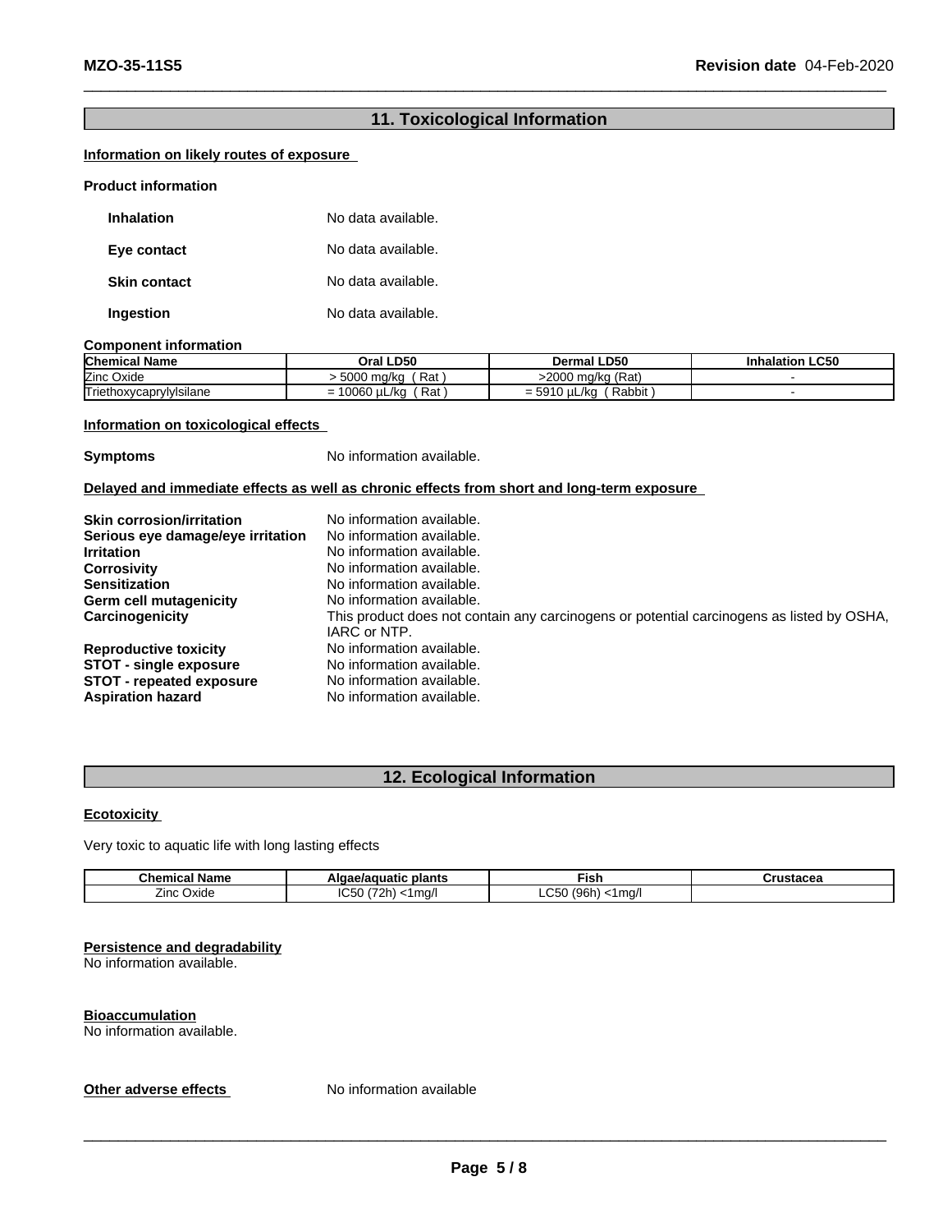## 11. Toxicological Information

**Information on likely routes of exposure**

**Product information**

**Inhalation** No data available.

**Eye contact** No data available.

**Skin contact** No data available.

**Ingestion** No data available.

**Component information**

| Chemical Name | Oral LD50 | Dermal LD50 | Inhalation LC50 |
|---|---|---|---|
| Zinc Oxide | > 5000 mg/kg ( Rat ) | >2000 mg/kg (Rat) | - |
| Triethoxycaprylylsilane | = 10060 µL/kg ( Rat ) | = 5910 µL/kg ( Rabbit ) | - |

**Information on toxicological effects**

**Symptoms** No information available.

**Delayed and immediate effects as well as chronic effects from short and long-term exposure**

**Skin corrosion/irritation** No information available.
**Serious eye damage/eye irritation** No information available.
**Irritation** No information available.
**Corrosivity** No information available.
**Sensitization** No information available.
**Germ cell mutagenicity** No information available.
**Carcinogenicity** This product does not contain any carcinogens or potential carcinogens as listed by OSHA, IARC or NTP.
**Reproductive toxicity** No information available.
**STOT - single exposure** No information available.
**STOT - repeated exposure** No information available.
**Aspiration hazard** No information available.

## 12. Ecological Information

**Ecotoxicity**

Very toxic to aquatic life with long lasting effects

| Chemical Name | Algae/aquatic plants | Fish | Crustacea |
|---|---|---|---|
| Zinc Oxide | IC50 (72h) <1mg/l | LC50 (96h) <1mg/l | |

**Persistence and degradability**
No information available.

**Bioaccumulation**
No information available.

**Other adverse effects** No information available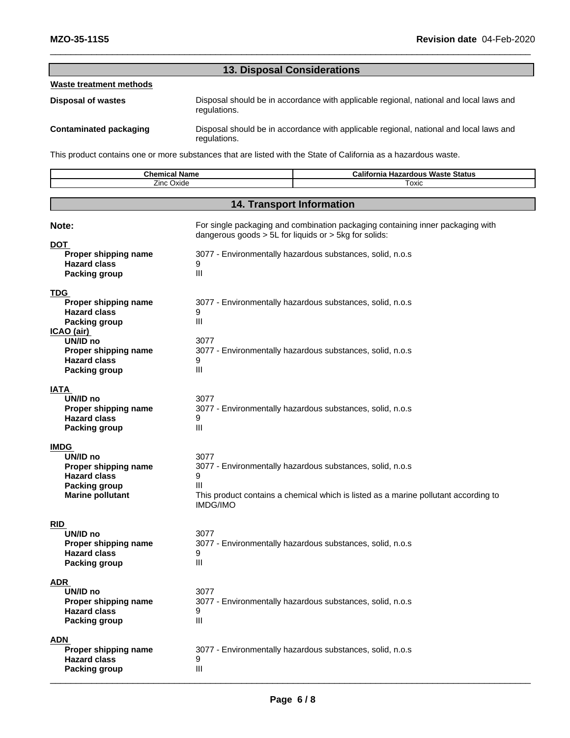## 13. Disposal Considerations

**Waste treatment methods**

**Disposal of wastes** — Disposal should be in accordance with applicable regional, national and local laws and regulations.

**Contaminated packaging** — Disposal should be in accordance with applicable regional, national and local laws and regulations.

This product contains one or more substances that are listed with the State of California as a hazardous waste.

| Chemical Name | California Hazardous Waste Status |
|---|---|
| Zinc Oxide | Toxic |

## 14. Transport Information

**Note:** For single packaging and combination packaging containing inner packaging with dangerous goods > 5L for liquids or > 5kg for solids:

**DOT**

- **Proper shipping name**: 3077 - Environmentally hazardous substances, solid, n.o.s
- **Hazard class**: 9
- **Packing group**: III

**TDG**

- **Proper shipping name**: 3077 - Environmentally hazardous substances, solid, n.o.s
- **Hazard class**: 9
- **Packing group**: III

**ICAO (air)**

- **UN/ID no**: 3077
- **Proper shipping name**: 3077 - Environmentally hazardous substances, solid, n.o.s
- **Hazard class**: 9
- **Packing group**: III

**IATA**

- **UN/ID no**: 3077
- **Proper shipping name**: 3077 - Environmentally hazardous substances, solid, n.o.s
- **Hazard class**: 9
- **Packing group**: III

**IMDG**

- **UN/ID no**: 3077
- **Proper shipping name**: 3077 - Environmentally hazardous substances, solid, n.o.s
- **Hazard class**: 9
- **Packing group**: III
- **Marine pollutant**: This product contains a chemical which is listed as a marine pollutant according to IMDG/IMO

**RID**

- **UN/ID no**: 3077
- **Proper shipping name**: 3077 - Environmentally hazardous substances, solid, n.o.s
- **Hazard class**: 9
- **Packing group**: III

**ADR**

- **UN/ID no**: 3077
- **Proper shipping name**: 3077 - Environmentally hazardous substances, solid, n.o.s
- **Hazard class**: 9
- **Packing group**: III

**ADN**

- **Proper shipping name**: 3077 - Environmentally hazardous substances, solid, n.o.s
- **Hazard class**: 9
- **Packing group**: III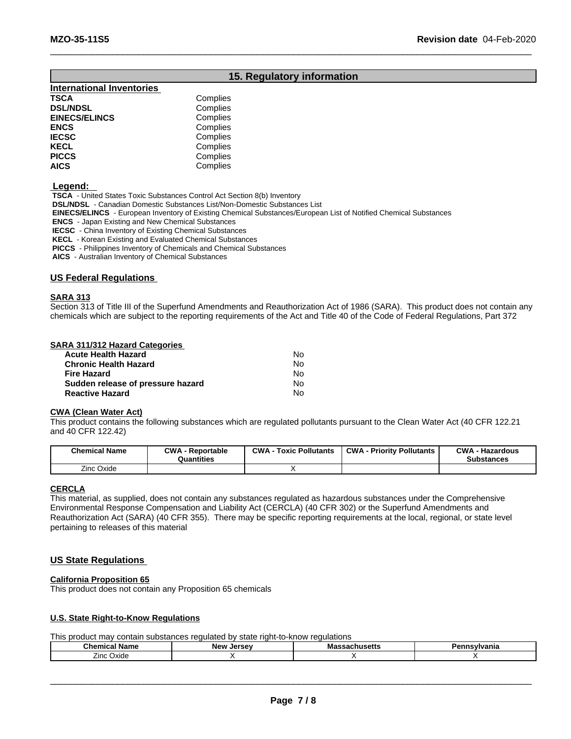## 15. Regulatory information

### International Inventories

| | |
|---|---|
| **TSCA** | Complies |
| **DSL/NDSL** | Complies |
| **EINECS/ELINCS** | Complies |
| **ENCS** | Complies |
| **IECSC** | Complies |
| **KECL** | Complies |
| **PICCS** | Complies |
| **AICS** | Complies |

**Legend:**

**TSCA** - United States Toxic Substances Control Act Section 8(b) Inventory
**DSL/NDSL** - Canadian Domestic Substances List/Non-Domestic Substances List
**EINECS/ELINCS** - European Inventory of Existing Chemical Substances/European List of Notified Chemical Substances
**ENCS** - Japan Existing and New Chemical Substances
**IECSC** - China Inventory of Existing Chemical Substances
**KECL** - Korean Existing and Evaluated Chemical Substances
**PICCS** - Philippines Inventory of Chemicals and Chemical Substances
**AICS** - Australian Inventory of Chemical Substances

### US Federal Regulations

**SARA 313**

Section 313 of Title III of the Superfund Amendments and Reauthorization Act of 1986 (SARA). This product does not contain any chemicals which are subject to the reporting requirements of the Act and Title 40 of the Code of Federal Regulations, Part 372

**SARA 311/312 Hazard Categories**

| | |
|---|---|
| **Acute Health Hazard** | No |
| **Chronic Health Hazard** | No |
| **Fire Hazard** | No |
| **Sudden release of pressure hazard** | No |
| **Reactive Hazard** | No |

**CWA (Clean Water Act)**

This product contains the following substances which are regulated pollutants pursuant to the Clean Water Act (40 CFR 122.21 and 40 CFR 122.42)

| Chemical Name | CWA - Reportable Quantities | CWA - Toxic Pollutants | CWA - Priority Pollutants | CWA - Hazardous Substances |
|---|---|---|---|---|
| Zinc Oxide | | X | | |

**CERCLA**

This material, as supplied, does not contain any substances regulated as hazardous substances under the Comprehensive Environmental Response Compensation and Liability Act (CERCLA) (40 CFR 302) or the Superfund Amendments and Reauthorization Act (SARA) (40 CFR 355). There may be specific reporting requirements at the local, regional, or state level pertaining to releases of this material

### US State Regulations

**California Proposition 65**

This product does not contain any Proposition 65 chemicals

**U.S. State Right-to-Know Regulations**

This product may contain substances regulated by state right-to-know regulations

| Chemical Name | New Jersey | Massachusetts | Pennsylvania |
|---|---|---|---|
| Zinc Oxide | X | X | X |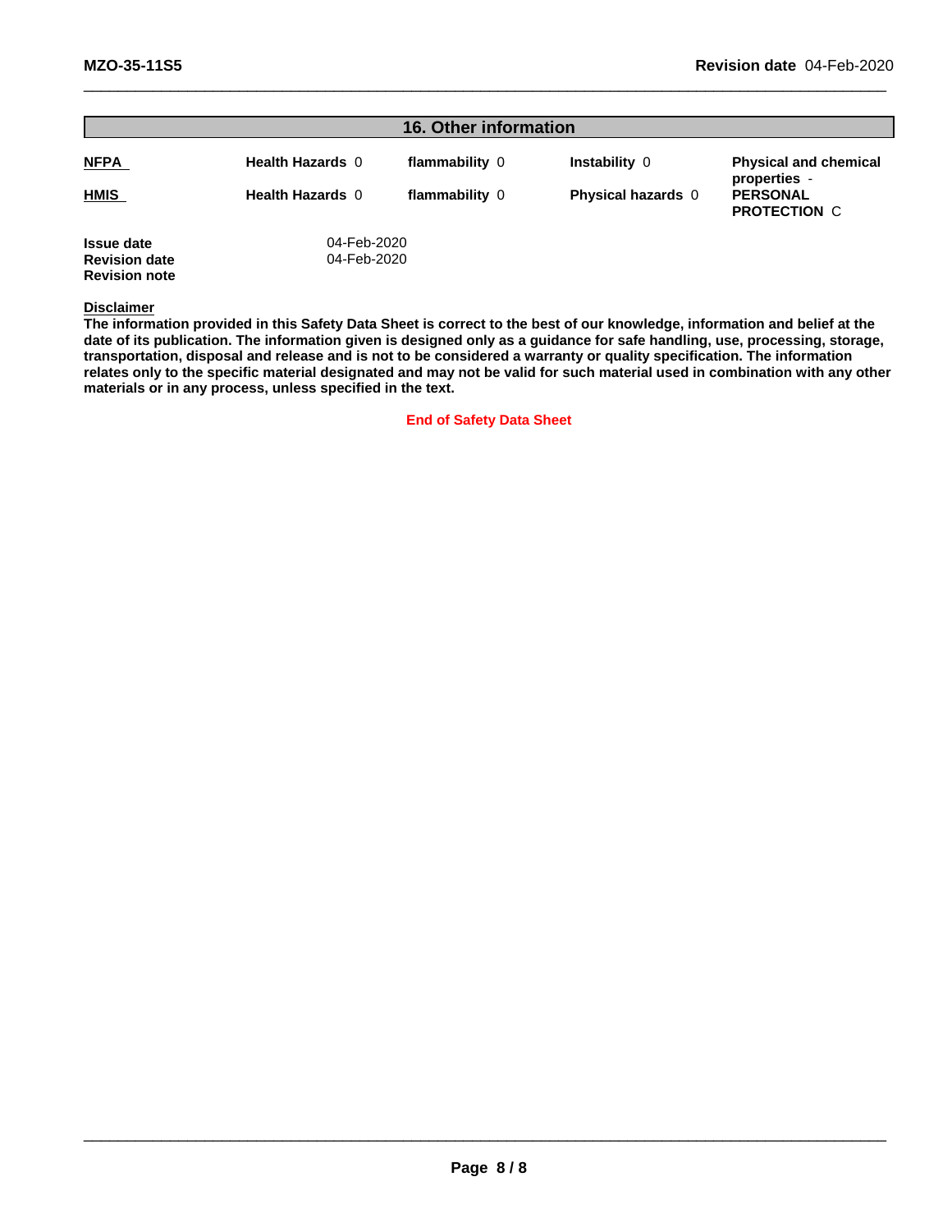## 16. Other information

| | | | | |
|---|---|---|---|---|
| **NFPA** | **Health Hazards** 0 | **flammability** 0 | **Instability** 0 | **Physical and chemical properties** - |
| **HMIS** | **Health Hazards** 0 | **flammability** 0 | **Physical hazards** 0 | **PERSONAL PROTECTION** C |

| | |
|---|---|
| **Issue date** | 04-Feb-2020 |
| **Revision date** | 04-Feb-2020 |
| **Revision note** | |

**Disclaimer**

**The information provided in this Safety Data Sheet is correct to the best of our knowledge, information and belief at the date of its publication. The information given is designed only as a guidance for safe handling, use, processing, storage, transportation, disposal and release and is not to be considered a warranty or quality specification. The information relates only to the specific material designated and may not be valid for such material used in combination with any other materials or in any process, unless specified in the text.**

**End of Safety Data Sheet**